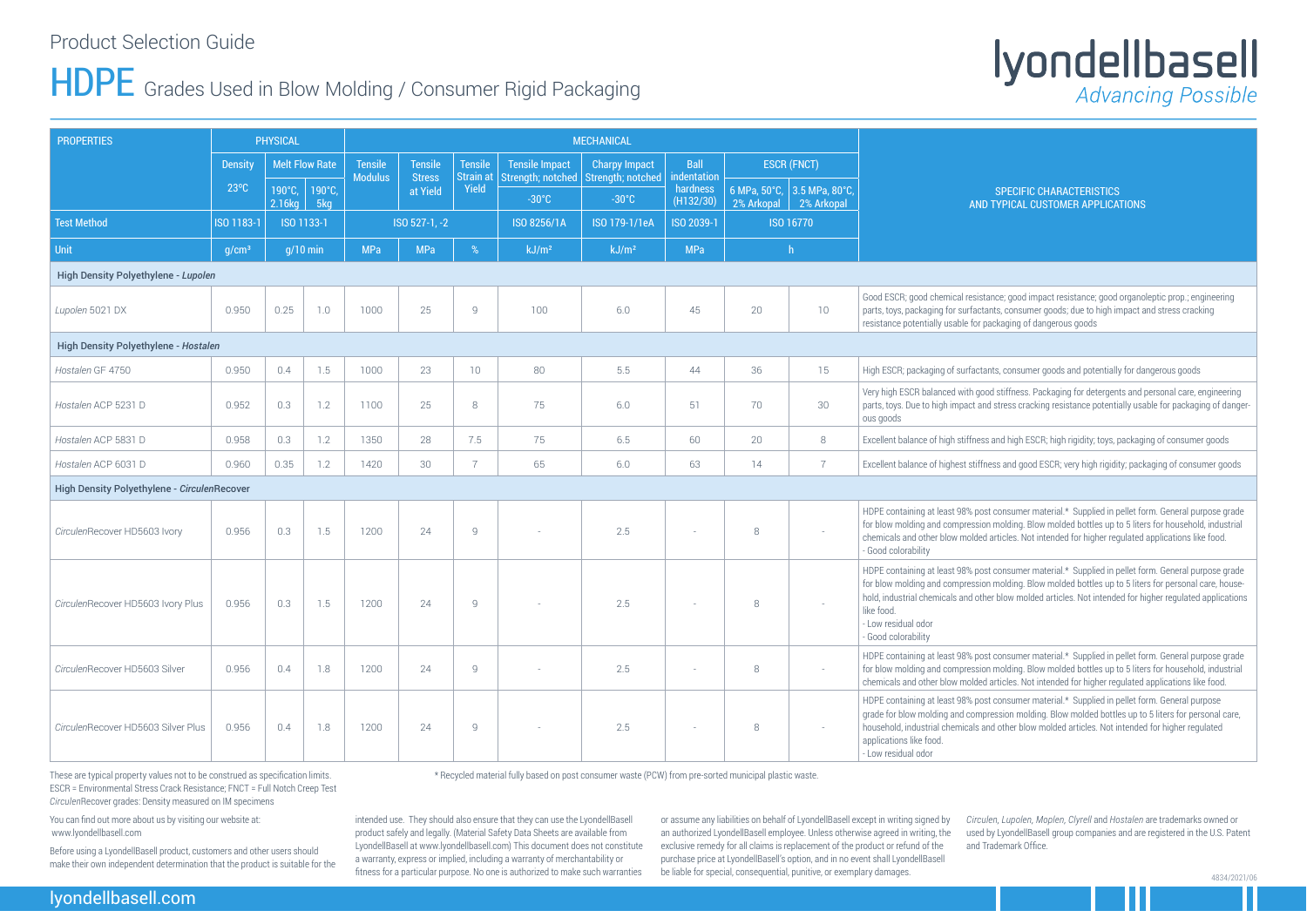Product Selection Guide

# HDPE Grades Used in Blow Molding / Consumer Rigid Packaging

lyondellbasell
*Advancing Possible*

| PROPERTIES | PHYSICAL | | | MECHANICAL | | | | | | | | | SPECIFIC CHARACTERISTICS AND TYPICAL CUSTOMER APPLICATIONS |
|---|---|---|---|---|---|---|---|---|---|---|---|---|---|
| | Density | Melt Flow Rate | | Tensile Modulus | Tensile Stress at Yield | Tensile Strain at Yield | Tensile Impact Strength; notched | Charpy Impact Strength; notched | Ball indentation hardness (H132/30) | ESCR (FNCT) | | |
| | 23°C | 190°C, 2.16kg | 190°C, 5kg | | | | -30°C | -30°C | | 6 MPa, 50°C, 2% Arkopal | 3.5 MPa, 80°C, 2% Arkopal | |
| Test Method | ISO 1183-1 | ISO 1133-1 | | ISO 527-1, -2 | | | ISO 8256/1A | ISO 179-1/1eA | ISO 2039-1 | ISO 16770 | | |
| Unit | g/cm³ | g/10 min | | MPa | MPa | % | kJ/m² | kJ/m² | MPa | h | | |
| **High Density Polyethylene - *Lupolen*** | | | | | | | | | | | | | |
| *Lupolen* 5021 DX | 0.950 | 0.25 | 1.0 | 1000 | 25 | 9 | 100 | 6.0 | 45 | 20 | 10 | Good ESCR; good chemical resistance; good impact resistance; good organoleptic prop.; engineering parts, toys, packaging for surfactants, consumer goods; due to high impact and stress cracking resistance potentially usable for packaging of dangerous goods |
| **High Density Polyethylene - *Hostalen*** | | | | | | | | | | | | | |
| *Hostalen* GF 4750 | 0.950 | 0.4 | 1.5 | 1000 | 23 | 10 | 80 | 5.5 | 44 | 36 | 15 | High ESCR; packaging of surfactants, consumer goods and potentially for dangerous goods |
| *Hostalen* ACP 5231 D | 0.952 | 0.3 | 1.2 | 1100 | 25 | 8 | 75 | 6.0 | 51 | 70 | 30 | Very high ESCR balanced with good stiffness. Packaging for detergents and personal care, engineering parts, toys. Due to high impact and stress cracking resistance potentially usable for packaging of dangerous goods |
| *Hostalen* ACP 5831 D | 0.958 | 0.3 | 1.2 | 1350 | 28 | 7.5 | 75 | 6.5 | 60 | 20 | 8 | Excellent balance of high stiffness and high ESCR; high rigidity; toys, packaging of consumer goods |
| *Hostalen* ACP 6031 D | 0.960 | 0.35 | 1.2 | 1420 | 30 | 7 | 65 | 6.0 | 63 | 14 | 7 | Excellent balance of highest stiffness and good ESCR; very high rigidity; packaging of consumer goods |
| **High Density Polyethylene - *Circulen*Recover** | | | | | | | | | | | | | |
| *Circulen*Recover HD5603 Ivory | 0.956 | 0.3 | 1.5 | 1200 | 24 | 9 | - | 2.5 | - | 8 | - | HDPE containing at least 98% post consumer material.* Supplied in pellet form. General purpose grade for blow molding and compression molding. Blow molded bottles up to 5 liters for household, industrial chemicals and other blow molded articles. Not intended for higher regulated applications like food. - Good colorability |
| *Circulen*Recover HD5603 Ivory Plus | 0.956 | 0.3 | 1.5 | 1200 | 24 | 9 | - | 2.5 | - | 8 | - | HDPE containing at least 98% post consumer material.* Supplied in pellet form. General purpose grade for blow molding and compression molding. Blow molded bottles up to 5 liters for personal care, household, industrial chemicals and other blow molded articles. Not intended for higher regulated applications like food. - Low residual odor - Good colorability |
| *Circulen*Recover HD5603 Silver | 0.956 | 0.4 | 1.8 | 1200 | 24 | 9 | - | 2.5 | - | 8 | - | HDPE containing at least 98% post consumer material.* Supplied in pellet form. General purpose grade for blow molding and compression molding. Blow molded bottles up to 5 liters for household, industrial chemicals and other blow molded articles. Not intended for higher regulated applications like food. |
| *Circulen*Recover HD5603 Silver Plus | 0.956 | 0.4 | 1.8 | 1200 | 24 | 9 | - | 2.5 | - | 8 | - | HDPE containing at least 98% post consumer material.* Supplied in pellet form. General purpose grade for blow molding and compression molding. Blow molded bottles up to 5 liters for personal care, household, industrial chemicals and other blow molded articles. Not intended for higher regulated applications like food. - Low residual odor |

These are typical property values not to be construed as specification limits.
ESCR = Environmental Stress Crack Resistance; FNCT = Full Notch Creep Test
*Circulen*Recover grades: Density measured on IM specimens

\* Recycled material fully based on post consumer waste (PCW) from pre-sorted municipal plastic waste.

You can find out more about us by visiting our website at: www.lyondellbasell.com

Before using a LyondellBasell product, customers and other users should make their own independent determination that the product is suitable for the intended use. They should also ensure that they can use the LyondellBasell product safely and legally. (Material Safety Data Sheets are available from LyondellBasell at www.lyondellbasell.com) This document does not constitute a warranty, express or implied, including a warranty of merchantability or fitness for a particular purpose. No one is authorized to make such warranties or assume any liabilities on behalf of LyondellBasell except in writing signed by an authorized LyondellBasell employee. Unless otherwise agreed in writing, the exclusive remedy for all claims is replacement of the product or refund of the purchase price at LyondellBasell's option, and in no event shall LyondellBasell be liable for special, consequential, punitive, or exemplary damages.

*Circulen*, *Lupolen*, *Moplen*, *Clyrell* and *Hostalen* are trademarks owned or used by LyondellBasell group companies and are registered in the U.S. Patent and Trademark Office.

4834/2021/06

lyondellbasell.com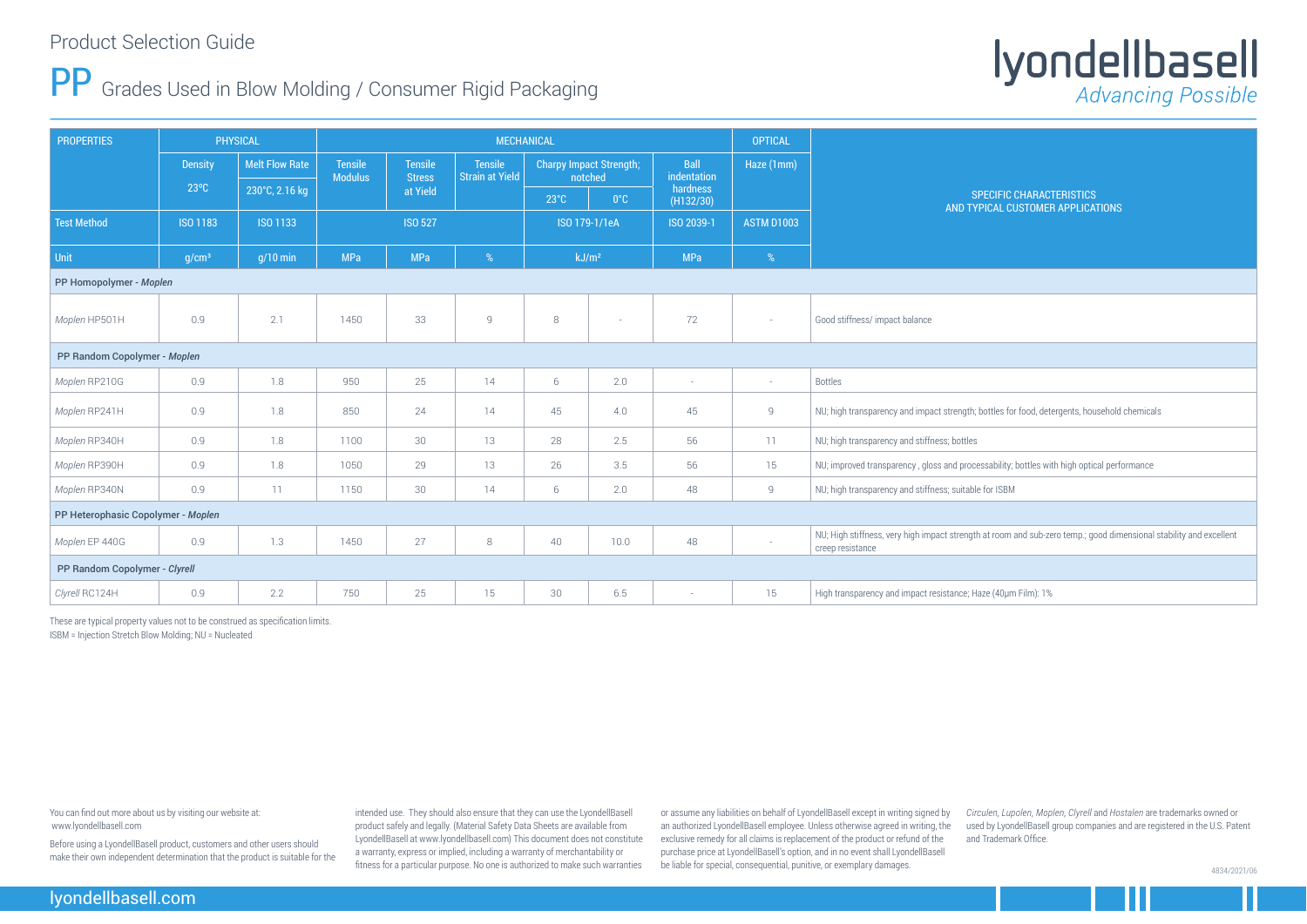Product Selection Guide

# PP Grades Used in Blow Molding / Consumer Rigid Packaging

lyondellbasell
*Advancing Possible*

| PROPERTIES | PHYSICAL | | MECHANICAL | | | | | | OPTICAL | SPECIFIC CHARACTERISTICS AND TYPICAL CUSTOMER APPLICATIONS |
|---|---|---|---|---|---|---|---|---|---|---|
| | Density 23°C | Melt Flow Rate 230°C, 2.16 kg | Tensile Modulus | Tensile Stress at Yield | Tensile Strain at Yield | Charpy Impact Strength; notched 23°C | Charpy Impact Strength; notched 0°C | Ball indentation hardness (H132/30) | Haze (1mm) | |
| Test Method | ISO 1183 | ISO 1133 | ISO 527 | | | ISO 179-1/1eA | | ISO 2039-1 | ASTM D1003 | |
| Unit | g/cm³ | g/10 min | MPa | MPa | % | kJ/m² | | MPa | % | |
| **PP Homopolymer - *Moplen*** | | | | | | | | | | |
| *Moplen* HP501H | 0.9 | 2.1 | 1450 | 33 | 9 | 8 | - | 72 | - | Good stiffness/ impact balance |
| **PP Random Copolymer - *Moplen*** | | | | | | | | | | |
| *Moplen* RP210G | 0.9 | 1.8 | 950 | 25 | 14 | 6 | 2.0 | - | - | Bottles |
| *Moplen* RP241H | 0.9 | 1.8 | 850 | 24 | 14 | 45 | 4.0 | 45 | 9 | NU; high transparency and impact strength; bottles for food, detergents, household chemicals |
| *Moplen* RP340H | 0.9 | 1.8 | 1100 | 30 | 13 | 28 | 2.5 | 56 | 11 | NU; high transparency and stiffness; bottles |
| *Moplen* RP390H | 0.9 | 1.8 | 1050 | 29 | 13 | 26 | 3.5 | 56 | 15 | NU; improved transparency , gloss and processability; bottles with high optical performance |
| *Moplen* RP340N | 0.9 | 11 | 1150 | 30 | 14 | 6 | 2.0 | 48 | 9 | NU; high transparency and stiffness; suitable for ISBM |
| **PP Heterophasic Copolymer - *Moplen*** | | | | | | | | | | |
| *Moplen* EP 440G | 0.9 | 1.3 | 1450 | 27 | 8 | 40 | 10.0 | 48 | - | NU; High stiffness, very high impact strength at room and sub-zero temp.; good dimensional stability and excellent creep resistance |
| **PP Random Copolymer - *Clyrell*** | | | | | | | | | | |
| *Clyrell* RC124H | 0.9 | 2.2 | 750 | 25 | 15 | 30 | 6.5 | - | 15 | High transparency and impact resistance; Haze (40µm Film): 1% |

These are typical property values not to be construed as specification limits.
ISBM = Injection Stretch Blow Molding; NU = Nucleated

You can find out more about us by visiting our website at: www.lyondellbasell.com

Before using a LyondellBasell product, customers and other users should make their own independent determination that the product is suitable for the intended use. They should also ensure that they can use the LyondellBasell product safely and legally. (Material Safety Data Sheets are available from LyondellBasell at www.lyondellbasell.com) This document does not constitute a warranty, express or implied, including a warranty of merchantability or fitness for a particular purpose. No one is authorized to make such warranties or assume any liabilities on behalf of LyondellBasell except in writing signed by an authorized LyondellBasell employee. Unless otherwise agreed in writing, the exclusive remedy for all claims is replacement of the product or refund of the purchase price at LyondellBasell's option, and in no event shall LyondellBasell be liable for special, consequential, punitive, or exemplary damages.

*Circulen*, *Lupolen*, *Moplen*, *Clyrell* and *Hostalen* are trademarks owned or used by LyondellBasell group companies and are registered in the U.S. Patent and Trademark Office.

4834/2021/06

lyondellbasell.com